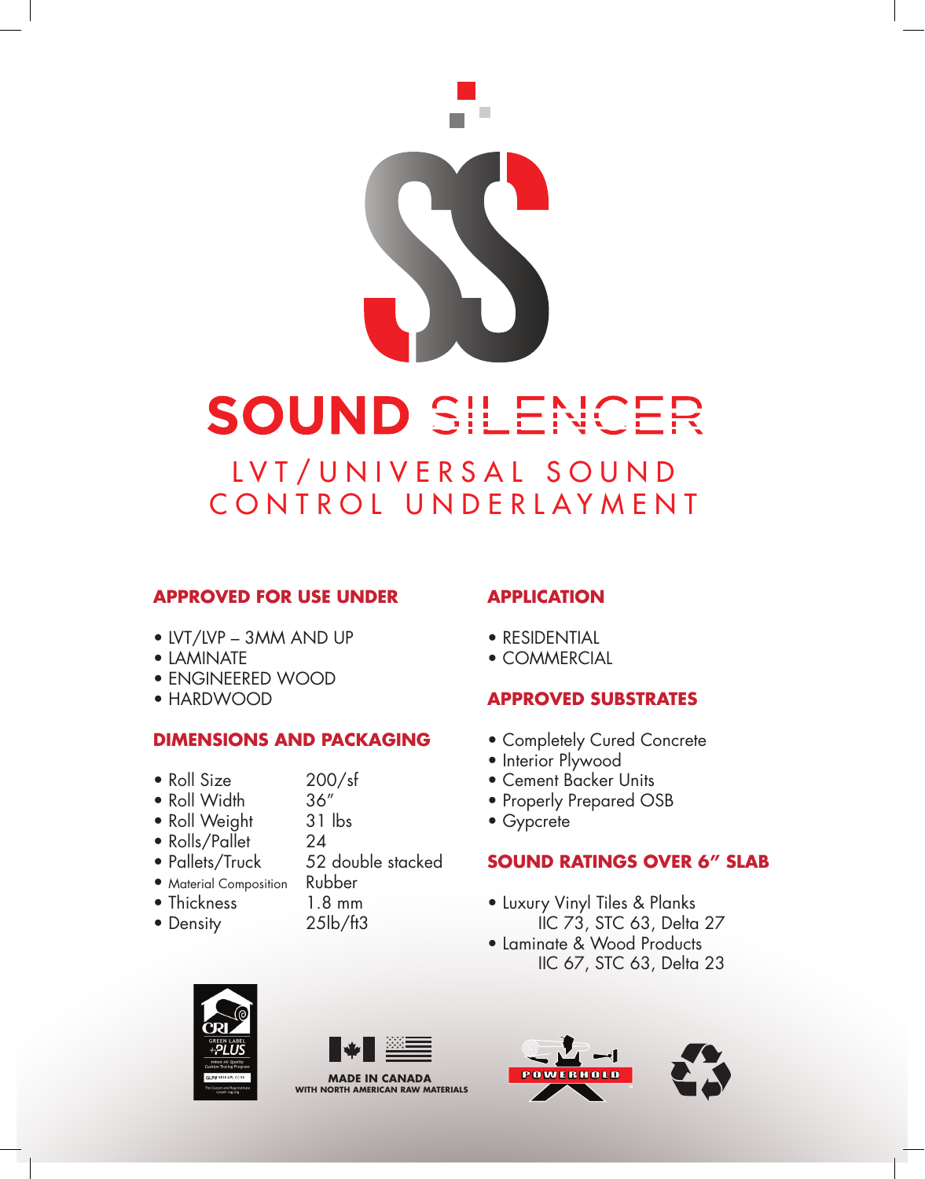# SOUND SILENCER

## LVT/UNIVERSAL SOUND CONTROL UNDERLAYMENT

### APPROVED FOR USE UNDER

- LVT/LVP – 3MM AND UP
- LAMINATE
- ENGINEERED WOOD
- HARDWOOD

### DIMENSIONS AND PACKAGING

| | |
|---|---|
| • Roll Size | 200/sf |
| • Roll Width | 36″ |
| • Roll Weight | 31 lbs |
| • Rolls/Pallet | 24 |
| • Pallets/Truck | 52 double stacked |
| • Material Composition | Rubber |
| • Thickness | 1.8 mm |
| • Density | 25lb/ft3 |

### APPLICATION

- RESIDENTIAL
- COMMERCIAL

### APPROVED SUBSTRATES

- Completely Cured Concrete
- Interior Plywood
- Cement Backer Units
- Properly Prepared OSB
- Gypcrete

### SOUND RATINGS OVER 6″ SLAB

- Luxury Vinyl Tiles & Planks
  IIC 73, STC 63, Delta 27
- Laminate & Wood Products
  IIC 67, STC 63, Delta 23

CRI GREEN LABEL PLUS

MADE IN CANADA
WITH NORTH AMERICAN RAW MATERIALS

POWERHOLD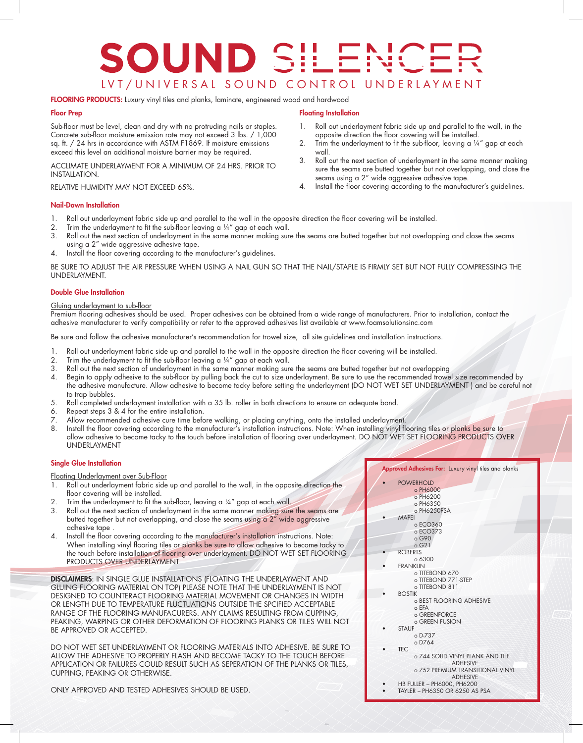# SOUND SILENCER

## LVT/UNIVERSAL SOUND CONTROL UNDERLAYMENT

**FLOORING PRODUCTS:** Luxury vinyl tiles and planks, laminate, engineered wood and hardwood

### Floor Prep

Sub-floor must be level, clean and dry with no protruding nails or staples. Concrete sub-floor moisture emission rate may not exceed 3 lbs. / 1,000 sq. ft. / 24 hrs in accordance with ASTM F1869. If moisture emissions exceed this level an additional moisture barrier may be required.

ACCLIMATE UNDERLAYMENT FOR A MINIMUM OF 24 HRS. PRIOR TO INSTALLATION.

RELATIVE HUMIDITY MAY NOT EXCEED 65%.

### Floating Installation

1. Roll out underlayment fabric side up and parallel to the wall, in the opposite direction the floor covering will be installed.
2. Trim the underlayment to fit the sub-floor, leaving a ¼" gap at each wall.
3. Roll out the next section of underlayment in the same manner making sure the seams are butted together but not overlapping, and close the seams using a 2" wide aggressive adhesive tape.
4. Install the floor covering according to the manufacturer's guidelines.

### Nail-Down Installation

1. Roll out underlayment fabric side up and parallel to the wall in the opposite direction the floor covering will be installed.
2. Trim the underlayment to fit the sub-floor leaving a ¼" gap at each wall.
3. Roll out the next section of underlayment in the same manner making sure the seams are butted together but not overlapping and close the seams using a 2" wide aggressive adhesive tape.
4. Install the floor covering according to the manufacturer's guidelines.

BE SURE TO ADJUST THE AIR PRESSURE WHEN USING A NAIL GUN SO THAT THE NAIL/STAPLE IS FIRMLY SET BUT NOT FULLY COMPRESSING THE UNDERLAYMENT.

### Double Glue Installation

Gluing underlayment to sub-floor

Premium flooring adhesives should be used. Proper adhesives can be obtained from a wide range of manufacturers. Prior to installation, contact the adhesive manufacturer to verify compatibility or refer to the approved adhesives list available at www.foamsolutionsinc.com

Be sure and follow the adhesive manufacturer's recommendation for trowel size, all site guidelines and installation instructions.

1. Roll out underlayment fabric side up and parallel to the wall in the opposite direction the floor covering will be installed.
2. Trim the underlayment to fit the sub-floor leaving a ¼" gap at each wall.
3. Roll out the next section of underlayment in the same manner making sure the seams are butted together but not overlapping
4. Begin to apply adhesive to the sub-floor by pulling back the cut to size underlayment. Be sure to use the recommended trowel size recommended by the adhesive manufacture. Allow adhesive to become tacky before setting the underlayment (DO NOT WET SET UNDERLAYMENT ) and be careful not to trap bubbles.
5. Roll completed underlayment installation with a 35 lb. roller in both directions to ensure an adequate bond.
6. Repeat steps 3 & 4 for the entire installation.
7. Allow recommended adhesive cure time before walking, or placing anything, onto the installed underlayment.
8. Install the floor covering according to the manufacturer's installation instructions. Note: When installing vinyl flooring tiles or planks be sure to allow adhesive to become tacky to the touch before installation of flooring over underlayment. DO NOT WET SET FLOORING PRODUCTS OVER UNDERLAYMENT

### Single Glue Installation

Floating Underlayment over Sub-Floor

1. Roll out underlayment fabric side up and parallel to the wall, in the opposite direction the floor covering will be installed.
2. Trim the underlayment to fit the sub-floor, leaving a ¼" gap at each wall.
3. Roll out the next section of underlayment in the same manner making sure the seams are butted together but not overlapping, and close the seams using a 2" wide aggressive adhesive tape .
4. Install the floor covering according to the manufacturer's installation instructions. Note: When installing vinyl flooring tiles or planks be sure to allow adhesive to become tacky to the touch before installation of flooring over underlayment. DO NOT WET SET FLOORING PRODUCTS OVER UNDERLAYMENT

**DISCLAIMERS**: IN SINGLE GLUE INSTALLATIONS (FLOATING THE UNDERLAYMENT AND GLUING FLOORING MATERIAL ON TOP) PLEASE NOTE THAT THE UNDERLAYMENT IS NOT DESIGNED TO COUNTERACT FLOORING MATERIAL MOVEMENT OR CHANGES IN WIDTH OR LENGTH DUE TO TEMPERATURE FLUCTUATIONS OUTSIDE THE SPCIFIED ACCEPTABLE RANGE OF THE FLOORING MANUFACURERS. ANY CLAIMS RESULTING FROM CUPPING, PEAKING, WARPING OR OTHER DEFORMATION OF FLOORING PLANKS OR TILES WILL NOT BE APPROVED OR ACCEPTED.

DO NOT WET SET UNDERLAYMENT OR FLOORING MATERIALS INTO ADHESIVE. BE SURE TO ALLOW THE ADHESIVE TO PROPERLY FLASH AND BECOME TACKY TO THE TOUCH BEFORE APPLICATION OR FAILURES COULD RESULT SUCH AS SEPERATION OF THE PLANKS OR TILES, CUPPING, PEAKING OR OTHERWISE.

ONLY APPROVED AND TESTED ADHESIVES SHOULD BE USED.

**Approved Adhesives For:** Luxury vinyl tiles and planks

- POWERHOLD
  - PH6000
  - PH6200
  - PH6350
  - PH6250PSA
- MAPEI
  - ECO360
  - ECO373
  - G90
  - G21
- ROBERTS
  - 6300
- FRANKLIN
  - TITEBOND 670
  - TITEBOND 771-STEP
  - TITEBOND 811
- BOSTIK
  - BEST FLOORING ADHESIVE
  - EFA
  - GREENFORCE
  - GREEN FUSION
- STAUF
  - D-737
  - D764
- TEC
  - 744 SOLID VINYL PLANK AND TILE ADHESIVE
  - 752 PREMIUM TRANSITIONAL VINYL ADHESIVE
- HB FULLER – PH6000, PH6200
- TAYLER – PH6350 OR 6250 AS PSA